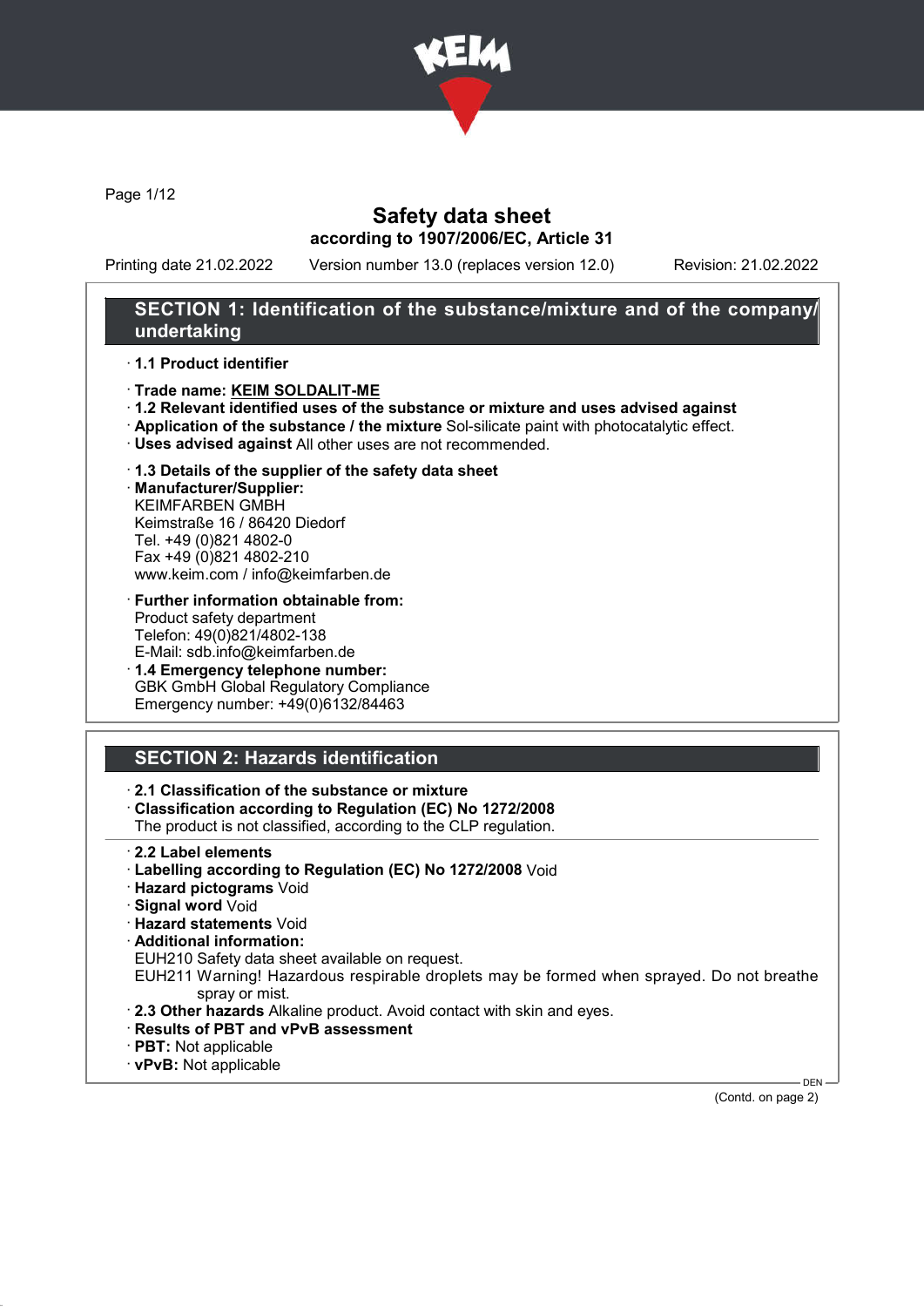# Safety data sheet

**according to 1907/2006/EC, Article 31**

Printing date 21.02.2022 Version number 13.0 (replaces version 12.0) Revision: 21.02.2022

## SECTION 1: Identification of the substance/mixture and of the company/undertaking

· **1.1 Product identifier**

· **Trade name: KEIM SOLDALIT-ME**

· **1.2 Relevant identified uses of the substance or mixture and uses advised against**

· **Application of the substance / the mixture** Sol-silicate paint with photocatalytic effect.

· **Uses advised against** All other uses are not recommended.

· **1.3 Details of the supplier of the safety data sheet**

· **Manufacturer/Supplier:**
KEIMFARBEN GMBH
Keimstraße 16 / 86420 Diedorf
Tel. +49 (0)821 4802-0
Fax +49 (0)821 4802-210
www.keim.com / info@keimfarben.de

· **Further information obtainable from:**
Product safety department
Telefon: 49(0)821/4802-138
E-Mail: sdb.info@keimfarben.de

· **1.4 Emergency telephone number:**
GBK GmbH Global Regulatory Compliance
Emergency number: +49(0)6132/84463

## SECTION 2: Hazards identification

· **2.1 Classification of the substance or mixture**

· **Classification according to Regulation (EC) No 1272/2008**
The product is not classified, according to the CLP regulation.

· **2.2 Label elements**

· **Labelling according to Regulation (EC) No 1272/2008** Void

· **Hazard pictograms** Void

· **Signal word** Void

· **Hazard statements** Void

· **Additional information:**
EUH210 Safety data sheet available on request.
EUH211 Warning! Hazardous respirable droplets may be formed when sprayed. Do not breathe spray or mist.

· **2.3 Other hazards** Alkaline product. Avoid contact with skin and eyes.

· **Results of PBT and vPvB assessment**

· **PBT:** Not applicable

· **vPvB:** Not applicable

(Contd. on page 2)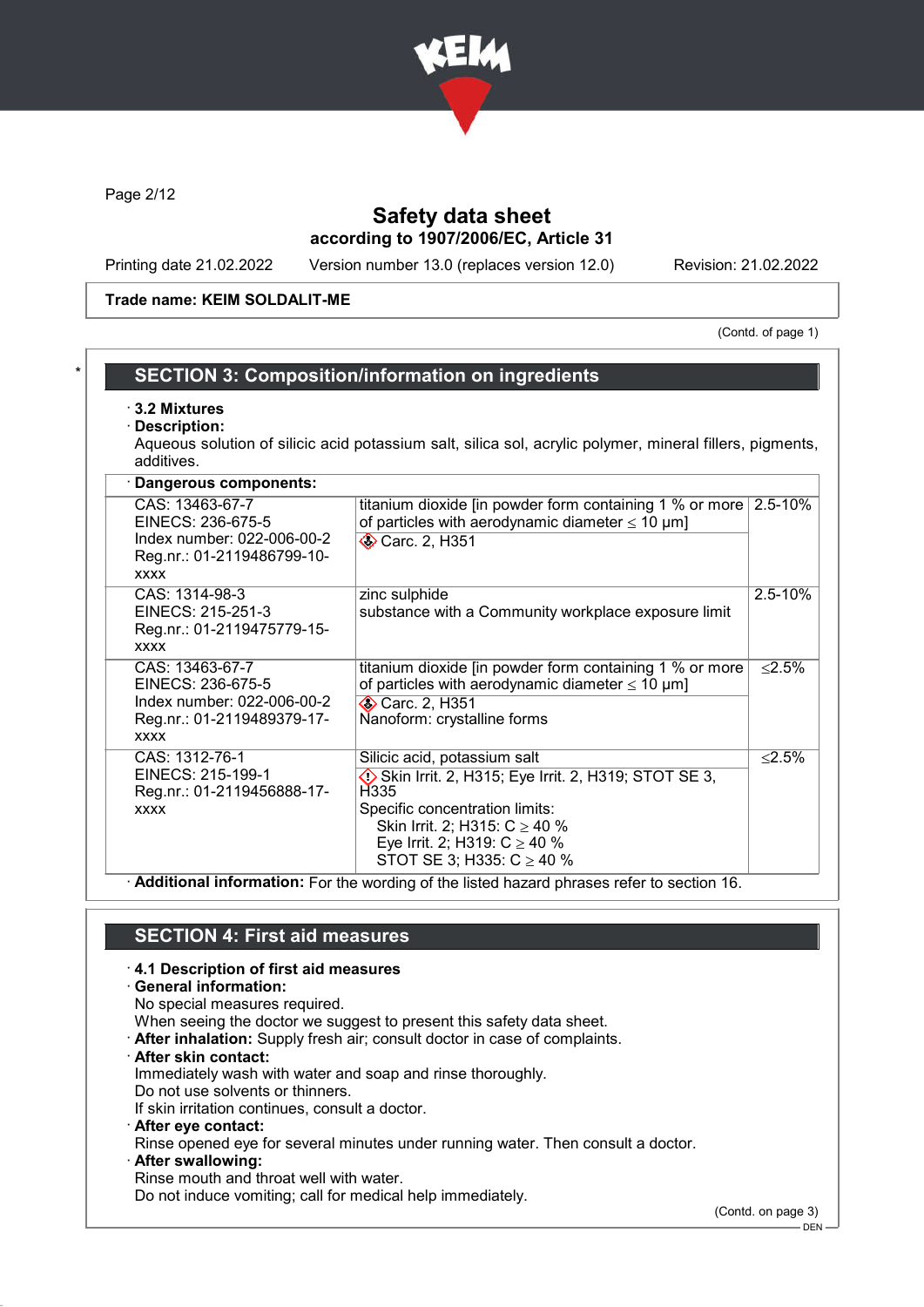Safety data sheet
according to 1907/2006/EC, Article 31

Printing date 21.02.2022 Version number 13.0 (replaces version 12.0) Revision: 21.02.2022

**Trade name: KEIM SOLDALIT-ME**

(Contd. of page 1)

## SECTION 3: Composition/information on ingredients

· **3.2 Mixtures**
· **Description:**
Aqueous solution of silicic acid potassium salt, silica sol, acrylic polymer, mineral fillers, pigments, additives.

· **Dangerous components:**

| | | |
|---|---|---|
| CAS: 13463-67-7<br>EINECS: 236-675-5<br>Index number: 022-006-00-2<br>Reg.nr.: 01-2119486799-10-xxxx | titanium dioxide [in powder form containing 1 % or more of particles with aerodynamic diameter ≤ 10 μm]<br>Carc. 2, H351 | 2.5-10% |
| CAS: 1314-98-3<br>EINECS: 215-251-3<br>Reg.nr.: 01-2119475779-15-xxxx | zinc sulphide<br>substance with a Community workplace exposure limit | 2.5-10% |
| CAS: 13463-67-7<br>EINECS: 236-675-5<br>Index number: 022-006-00-2<br>Reg.nr.: 01-2119489379-17-xxxx | titanium dioxide [in powder form containing 1 % or more of particles with aerodynamic diameter ≤ 10 μm]<br>Carc. 2, H351<br>Nanoform: crystalline forms | ≤2.5% |
| CAS: 1312-76-1<br>EINECS: 215-199-1<br>Reg.nr.: 01-2119456888-17-xxxx | Silicic acid, potassium salt<br>Skin Irrit. 2, H315; Eye Irrit. 2, H319; STOT SE 3, H335<br>Specific concentration limits:<br>Skin Irrit. 2; H315: C ≥ 40 %<br>Eye Irrit. 2; H319: C ≥ 40 %<br>STOT SE 3; H335: C ≥ 40 % | ≤2.5% |

· **Additional information:** For the wording of the listed hazard phrases refer to section 16.

## SECTION 4: First aid measures

· **4.1 Description of first aid measures**
· **General information:**
No special measures required.
When seeing the doctor we suggest to present this safety data sheet.
· **After inhalation:** Supply fresh air; consult doctor in case of complaints.
· **After skin contact:**
Immediately wash with water and soap and rinse thoroughly.
Do not use solvents or thinners.
If skin irritation continues, consult a doctor.
· **After eye contact:**
Rinse opened eye for several minutes under running water. Then consult a doctor.
· **After swallowing:**
Rinse mouth and throat well with water.
Do not induce vomiting; call for medical help immediately.

(Contd. on page 3)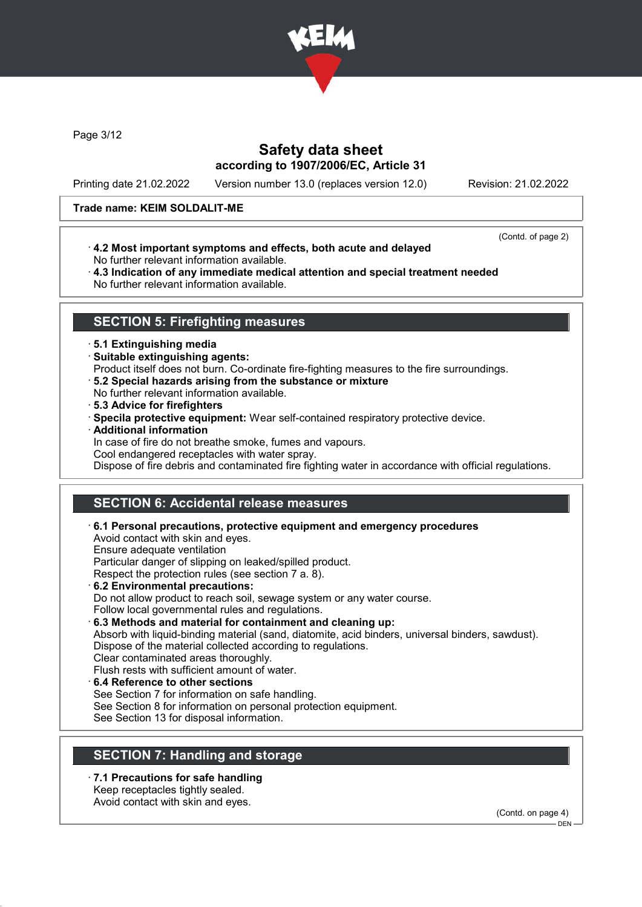Trade name: KEIM SOLDALIT-ME

(Contd. of page 2)

· **4.2 Most important symptoms and effects, both acute and delayed**
No further relevant information available.
· **4.3 Indication of any immediate medical attention and special treatment needed**
No further relevant information available.

## SECTION 5: Firefighting measures

· **5.1 Extinguishing media**
· **Suitable extinguishing agents:**
Product itself does not burn. Co-ordinate fire-fighting measures to the fire surroundings.
· **5.2 Special hazards arising from the substance or mixture**
No further relevant information available.
· **5.3 Advice for firefighters**
· **Specila protective equipment:** Wear self-contained respiratory protective device.
· **Additional information**
In case of fire do not breathe smoke, fumes and vapours.
Cool endangered receptacles with water spray.
Dispose of fire debris and contaminated fire fighting water in accordance with official regulations.

## SECTION 6: Accidental release measures

· **6.1 Personal precautions, protective equipment and emergency procedures**
Avoid contact with skin and eyes.
Ensure adequate ventilation
Particular danger of slipping on leaked/spilled product.
Respect the protection rules (see section 7 a. 8).
· **6.2 Environmental precautions:**
Do not allow product to reach soil, sewage system or any water course.
Follow local governmental rules and regulations.
· **6.3 Methods and material for containment and cleaning up:**
Absorb with liquid-binding material (sand, diatomite, acid binders, universal binders, sawdust).
Dispose of the material collected according to regulations.
Clear contaminated areas thoroughly.
Flush rests with sufficient amount of water.
· **6.4 Reference to other sections**
See Section 7 for information on safe handling.
See Section 8 for information on personal protection equipment.
See Section 13 for disposal information.

## SECTION 7: Handling and storage

· **7.1 Precautions for safe handling**
Keep receptacles tightly sealed.
Avoid contact with skin and eyes.

(Contd. on page 4)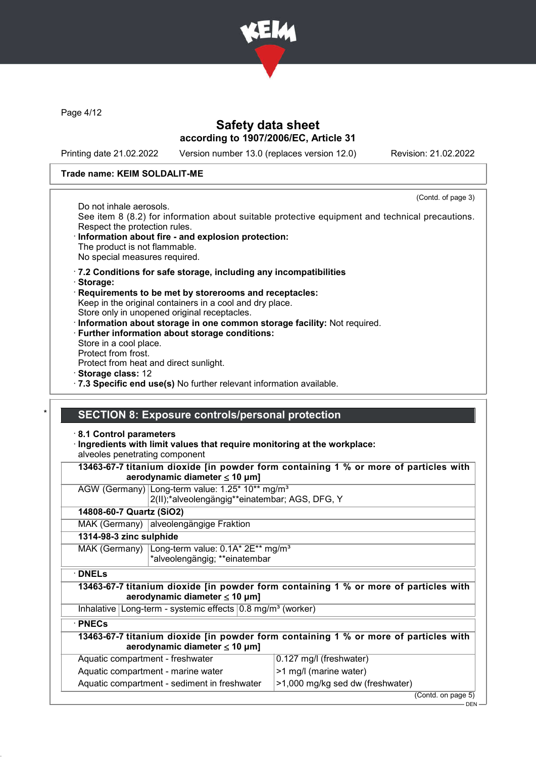**Safety data sheet**
**according to 1907/2006/EC, Article 31**

Printing date 21.02.2022 Version number 13.0 (replaces version 12.0) Revision: 21.02.2022

**Trade name: KEIM SOLDALIT-ME**

(Contd. of page 3)

Do not inhale aerosols.
See item 8 (8.2) for information about suitable protective equipment and technical precautions.
Respect the protection rules.

· **Information about fire - and explosion protection:**
The product is not flammable.
No special measures required.

· **7.2 Conditions for safe storage, including any incompatibilities**
· **Storage:**
· **Requirements to be met by storerooms and receptacles:**
Keep in the original containers in a cool and dry place.
Store only in unopened original receptacles.
· **Information about storage in one common storage facility:** Not required.
· **Further information about storage conditions:**
Store in a cool place.
Protect from frost.
Protect from heat and direct sunlight.
· **Storage class:** 12
· **7.3 Specific end use(s)** No further relevant information available.

## SECTION 8: Exposure controls/personal protection

· **8.1 Control parameters**
· **Ingredients with limit values that require monitoring at the workplace:**
alveoles penetrating component

| **13463-67-7 titanium dioxide [in powder form containing 1 % or more of particles with aerodynamic diameter ≤ 10 μm]** | |
|---|---|
| AGW (Germany) | Long-term value: 1.25* 10** mg/m³<br>2(II);*alveolengängig**einatembar; AGS, DFG, Y |
| **14808-60-7 Quartz (SiO2)** | |
| MAK (Germany) | alveolengängige Fraktion |
| **1314-98-3 zinc sulphide** | |
| MAK (Germany) | Long-term value: 0.1A* 2E** mg/m³<br>*alveolengängig; **einatembar |

· **DNELs**

| **13463-67-7 titanium dioxide [in powder form containing 1 % or more of particles with aerodynamic diameter ≤ 10 μm]** | | |
|---|---|---|
| Inhalative | Long-term - systemic effects | 0.8 mg/m³ (worker) |

· **PNECs**

| **13463-67-7 titanium dioxide [in powder form containing 1 % or more of particles with aerodynamic diameter ≤ 10 μm]** | |
|---|---|
| Aquatic compartment - freshwater | 0.127 mg/l (freshwater) |
| Aquatic compartment - marine water | >1 mg/l (marine water) |
| Aquatic compartment - sediment in freshwater | >1,000 mg/kg sed dw (freshwater) |

(Contd. on page 5)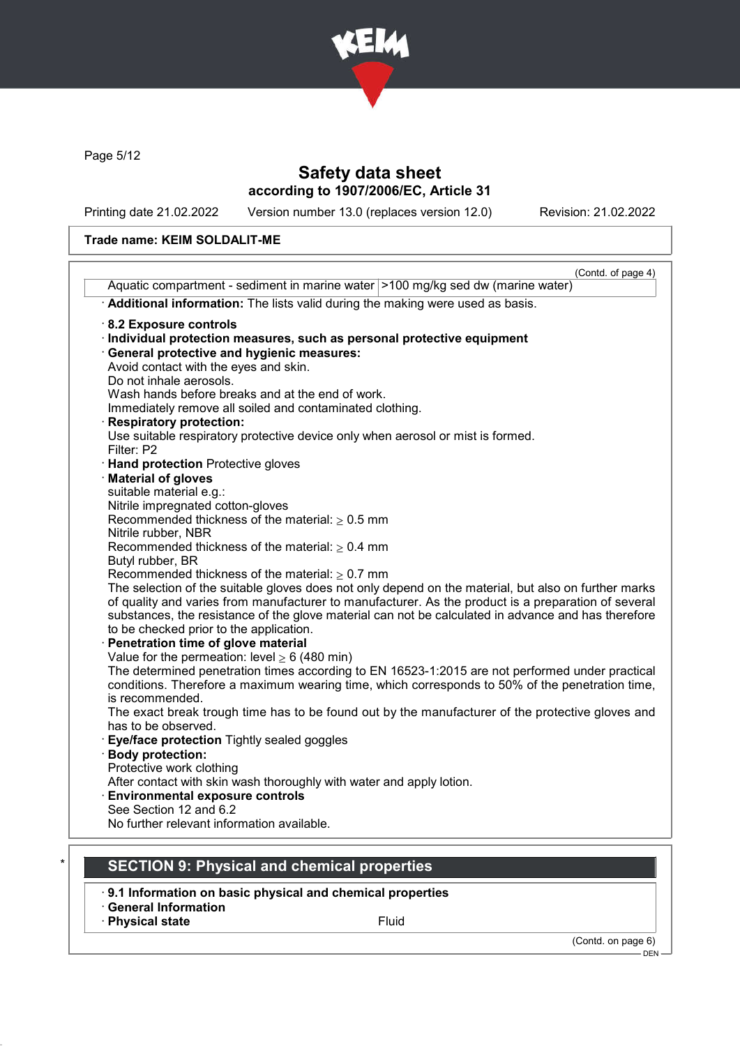(Contd. of page 4)

| Aquatic compartment - sediment in marine water | >100 mg/kg sed dw (marine water) |
|---|---|

· **Additional information:** The lists valid during the making were used as basis.

· **8.2 Exposure controls**
· **Individual protection measures, such as personal protective equipment**
· **General protective and hygienic measures:**
Avoid contact with the eyes and skin.
Do not inhale aerosols.
Wash hands before breaks and at the end of work.
Immediately remove all soiled and contaminated clothing.
· **Respiratory protection:**
Use suitable respiratory protective device only when aerosol or mist is formed.
Filter: P2
· **Hand protection** Protective gloves
· **Material of gloves**
suitable material e.g.:
Nitrile impregnated cotton-gloves
Recommended thickness of the material: ≥ 0.5 mm
Nitrile rubber, NBR
Recommended thickness of the material: ≥ 0.4 mm
Butyl rubber, BR
Recommended thickness of the material: ≥ 0.7 mm
The selection of the suitable gloves does not only depend on the material, but also on further marks of quality and varies from manufacturer to manufacturer. As the product is a preparation of several substances, the resistance of the glove material can not be calculated in advance and has therefore to be checked prior to the application.
· **Penetration time of glove material**
Value for the permeation: level ≥ 6 (480 min)
The determined penetration times according to EN 16523-1:2015 are not performed under practical conditions. Therefore a maximum wearing time, which corresponds to 50% of the penetration time, is recommended.
The exact break trough time has to be found out by the manufacturer of the protective gloves and has to be observed.
· **Eye/face protection** Tightly sealed goggles
· **Body protection:**
Protective work clothing
After contact with skin wash thoroughly with water and apply lotion.
· **Environmental exposure controls**
See Section 12 and 6.2
No further relevant information available.

## SECTION 9: Physical and chemical properties

· **9.1 Information on basic physical and chemical properties**
· **General Information**
· **Physical state** Fluid

(Contd. on page 6)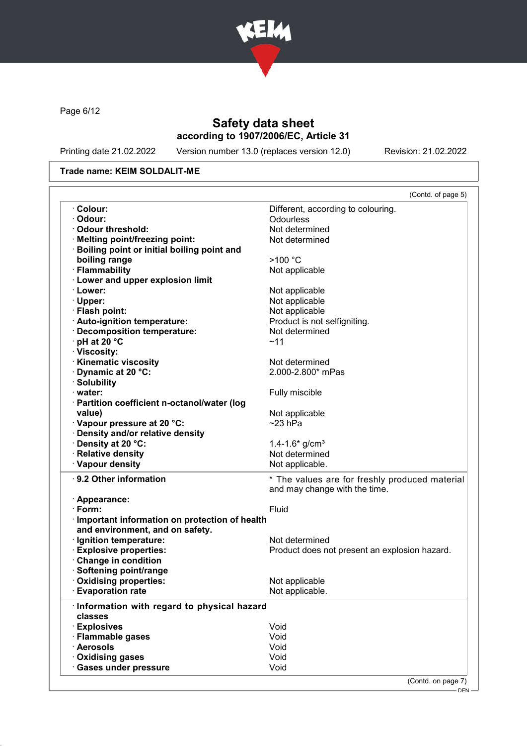# Safety data sheet

**according to 1907/2006/EC, Article 31**

Printing date 21.02.2022 Version number 13.0 (replaces version 12.0) Revision: 21.02.2022

**Trade name: KEIM SOLDALIT-ME**

(Contd. of page 5)

| | |
|---|---|
| · **Colour:** | Different, according to colouring. |
| · **Odour:** | Odourless |
| · **Odour threshold:** | Not determined |
| · **Melting point/freezing point:** | Not determined |
| · **Boiling point or initial boiling point and boiling range** | >100 °C |
| · **Flammability** | Not applicable |
| · **Lower and upper explosion limit** | |
| · **Lower:** | Not applicable |
| · **Upper:** | Not applicable |
| · **Flash point:** | Not applicable |
| · **Auto-ignition temperature:** | Product is not selfigniting. |
| · **Decomposition temperature:** | Not determined |
| · **pH at 20 °C** | ~11 |
| · **Viscosity:** | |
| · **Kinematic viscosity** | Not determined |
| · **Dynamic at 20 °C:** | 2.000-2.800* mPas |
| · **Solubility** | |
| · **water:** | Fully miscible |
| · **Partition coefficient n-octanol/water (log value)** | Not applicable |
| · **Vapour pressure at 20 °C:** | ~23 hPa |
| · **Density and/or relative density** | |
| · **Density at 20 °C:** | 1.4-1.6* g/cm³ |
| · **Relative density** | Not determined |
| · **Vapour density** | Not applicable. |

| | |
|---|---|
| · **9.2 Other information** | * The values are for freshly produced material and may change with the time. |
| · **Appearance:** | |
| · **Form:** | Fluid |
| · **Important information on protection of health and environment, and on safety.** | |
| · **Ignition temperature:** | Not determined |
| · **Explosive properties:** | Product does not present an explosion hazard. |
| · **Change in condition** | |
| · **Softening point/range** | |
| · **Oxidising properties:** | Not applicable |
| · **Evaporation rate** | Not applicable. |

| | |
|---|---|
| · **Information with regard to physical hazard classes** | |
| · **Explosives** | Void |
| · **Flammable gases** | Void |
| · **Aerosols** | Void |
| · **Oxidising gases** | Void |
| · **Gases under pressure** | Void |

(Contd. on page 7)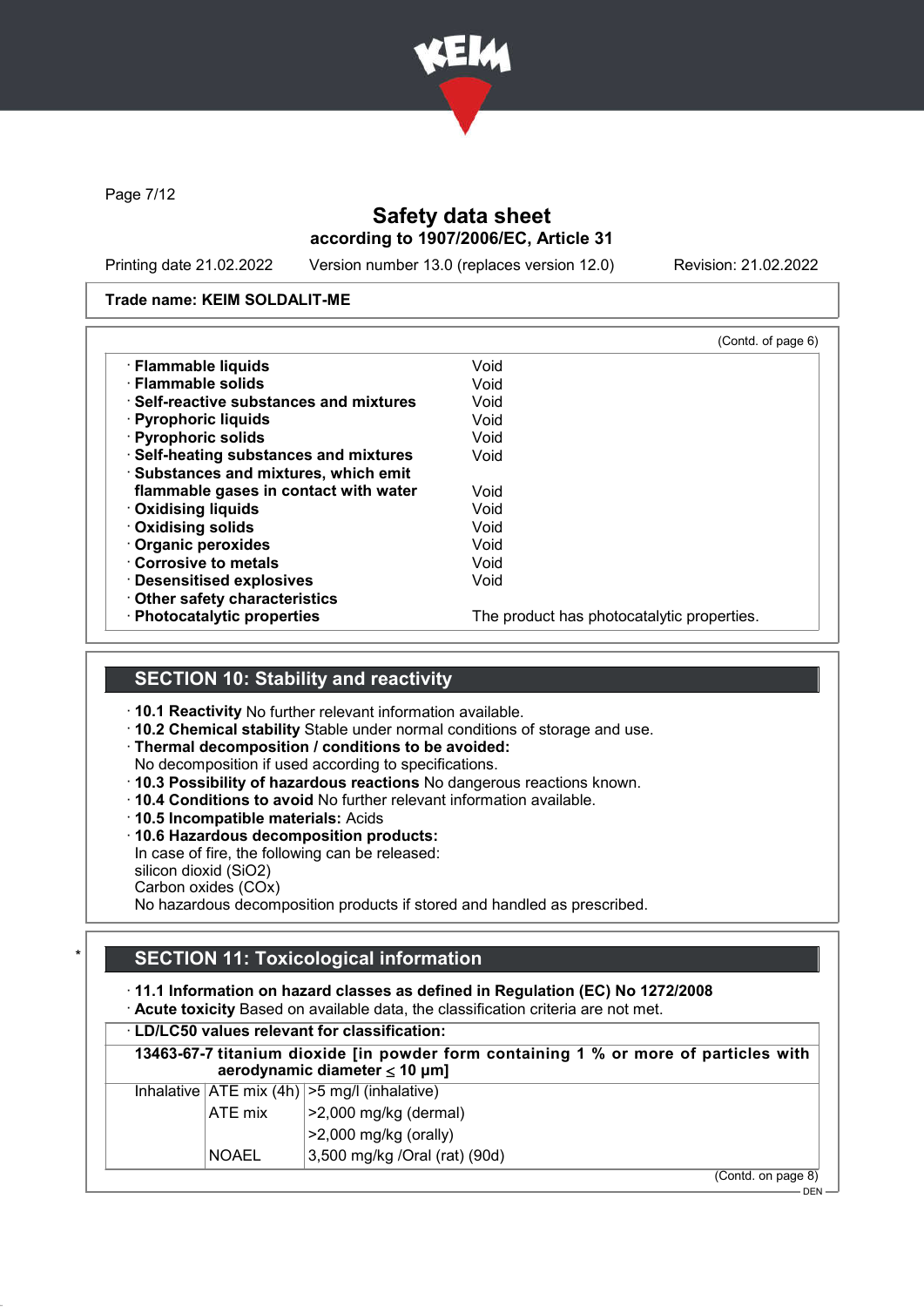Trade name: KEIM SOLDALIT-ME

(Contd. of page 6)

| | |
|---|---|
| · **Flammable liquids** | Void |
| · **Flammable solids** | Void |
| · **Self-reactive substances and mixtures** | Void |
| · **Pyrophoric liquids** | Void |
| · **Pyrophoric solids** | Void |
| · **Self-heating substances and mixtures** | Void |
| · **Substances and mixtures, which emit flammable gases in contact with water** | Void |
| · **Oxidising liquids** | Void |
| · **Oxidising solids** | Void |
| · **Organic peroxides** | Void |
| · **Corrosive to metals** | Void |
| · **Desensitised explosives** | Void |
| · **Other safety characteristics** | |
| · **Photocatalytic properties** | The product has photocatalytic properties. |

## SECTION 10: Stability and reactivity

· **10.1 Reactivity** No further relevant information available.
· **10.2 Chemical stability** Stable under normal conditions of storage and use.
· **Thermal decomposition / conditions to be avoided:**
No decomposition if used according to specifications.
· **10.3 Possibility of hazardous reactions** No dangerous reactions known.
· **10.4 Conditions to avoid** No further relevant information available.
· **10.5 Incompatible materials:** Acids
· **10.6 Hazardous decomposition products:**
In case of fire, the following can be released:
silicon dioxid ($SiO_2$)
Carbon oxides ($CO_x$)
No hazardous decomposition products if stored and handled as prescribed.

## SECTION 11: Toxicological information

· **11.1 Information on hazard classes as defined in Regulation (EC) No 1272/2008**
· **Acute toxicity** Based on available data, the classification criteria are not met.

· **LD/LC50 values relevant for classification:**

| **13463-67-7 titanium dioxide [in powder form containing 1 % or more of particles with aerodynamic diameter ≤ 10 μm]** | | |
|---|---|---|
| Inhalative | ATE mix (4h) | >5 mg/l (inhalative) |
| | ATE mix | >2,000 mg/kg (dermal) |
| | | >2,000 mg/kg (orally) |
| | NOAEL | 3,500 mg/kg /Oral (rat) (90d) |

(Contd. on page 8)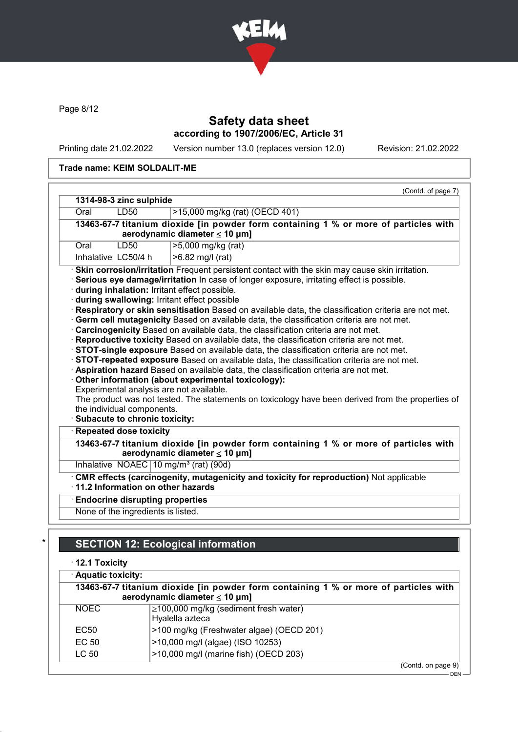# Safety data sheet
## according to 1907/2006/EC, Article 31

Printing date 21.02.2022 Version number 13.0 (replaces version 12.0) Revision: 21.02.2022

**Trade name: KEIM SOLDALIT-ME**

(Contd. of page 7)

| **1314-98-3 zinc sulphide** | | |
|---|---|---|
| Oral | LD50 | >15,000 mg/kg (rat) (OECD 401) |
| **13463-67-7 titanium dioxide [in powder form containing 1 % or more of particles with aerodynamic diameter ≤ 10 μm]** | | |
| Oral | LD50 | >5,000 mg/kg (rat) |
| Inhalative | LC50/4 h | >6.82 mg/l (rat) |

· **Skin corrosion/irritation** Frequent persistent contact with the skin may cause skin irritation.
· **Serious eye damage/irritation** In case of longer exposure, irritating effect is possible.
· **during inhalation:** Irritant effect possible.
· **during swallowing:** Irritant effect possible
· **Respiratory or skin sensitisation** Based on available data, the classification criteria are not met.
· **Germ cell mutagenicity** Based on available data, the classification criteria are not met.
· **Carcinogenicity** Based on available data, the classification criteria are not met.
· **Reproductive toxicity** Based on available data, the classification criteria are not met.
· **STOT-single exposure** Based on available data, the classification criteria are not met.
· **STOT-repeated exposure** Based on available data, the classification criteria are not met.
· **Aspiration hazard** Based on available data, the classification criteria are not met.
· **Other information (about experimental toxicology):**
Experimental analysis are not available.
The product was not tested. The statements on toxicology have been derived from the properties of the individual components.
· **Subacute to chronic toxicity:**

| · **Repeated dose toxicity** | | |
|---|---|---|
| **13463-67-7 titanium dioxide [in powder form containing 1 % or more of particles with aerodynamic diameter ≤ 10 μm]** | | |
| Inhalative | NOAEC | 10 mg/m³ (rat) (90d) |

· **CMR effects (carcinogenity, mutagenicity and toxicity for reproduction)** Not applicable
· **11.2 Information on other hazards**

| · **Endocrine disrupting properties** |
|---|
| None of the ingredients is listed. |

## * SECTION 12: Ecological information

· **12.1 Toxicity**

| · **Aquatic toxicity:** | |
|---|---|
| **13463-67-7 titanium dioxide [in powder form containing 1 % or more of particles with aerodynamic diameter ≤ 10 μm]** | |
| NOEC | ≥100,000 mg/kg (sediment fresh water) Hyalella azteca |
| EC50 | >100 mg/kg (Freshwater algae) (OECD 201) |
| EC 50 | >10,000 mg/l (algae) (ISO 10253) |
| LC 50 | >10,000 mg/l (marine fish) (OECD 203) |

(Contd. on page 9)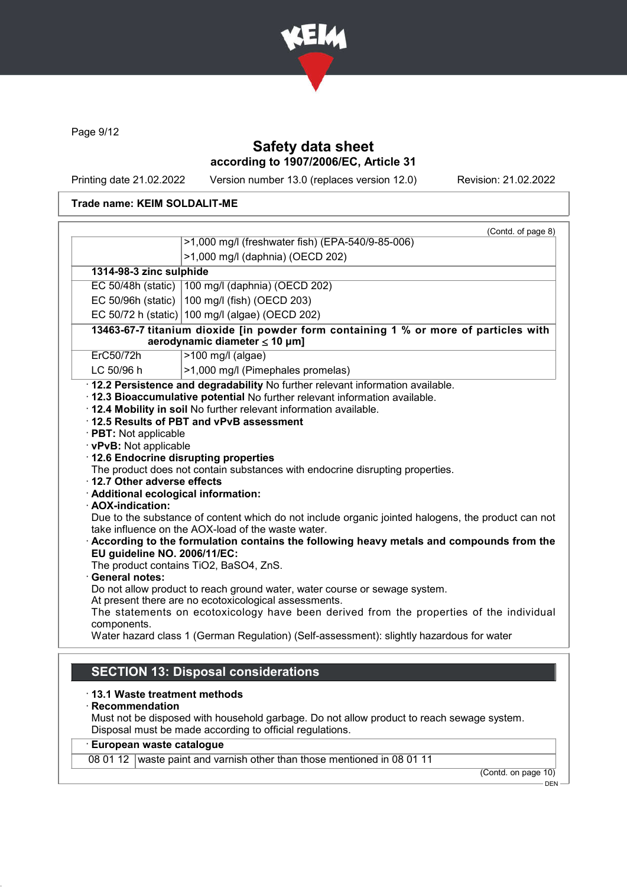# Safety data sheet
## according to 1907/2006/EC, Article 31

Printing date 21.02.2022 Version number 13.0 (replaces version 12.0) Revision: 21.02.2022

**Trade name: KEIM SOLDALIT-ME**

(Contd. of page 8)

| | |
|---|---|
| | >1,000 mg/l (freshwater fish) (EPA-540/9-85-006) |
| | >1,000 mg/l (daphnia) (OECD 202) |
| **1314-98-3 zinc sulphide** | |
| EC 50/48h (static) | 100 mg/l (daphnia) (OECD 202) |
| EC 50/96h (static) | 100 mg/l (fish) (OECD 203) |
| EC 50/72 h (static) | 100 mg/l (algae) (OECD 202) |
| **13463-67-7 titanium dioxide [in powder form containing 1 % or more of particles with aerodynamic diameter ≤ 10 μm]** | |
| ErC50/72h | >100 mg/l (algae) |
| LC 50/96 h | >1,000 mg/l (Pimephales promelas) |

· **12.2 Persistence and degradability** No further relevant information available.
· **12.3 Bioaccumulative potential** No further relevant information available.
· **12.4 Mobility in soil** No further relevant information available.
· **12.5 Results of PBT and vPvB assessment**
· **PBT:** Not applicable
· **vPvB:** Not applicable
· **12.6 Endocrine disrupting properties**
The product does not contain substances with endocrine disrupting properties.
· **12.7 Other adverse effects**
· **Additional ecological information:**
· **AOX-indication:**
Due to the substance of content which do not include organic jointed halogens, the product can not take influence on the AOX-load of the waste water.
· **According to the formulation contains the following heavy metals and compounds from the EU guideline NO. 2006/11/EC:**
The product contains $TiO_2$, $BaSO_4$, ZnS.
· **General notes:**
Do not allow product to reach ground water, water course or sewage system.
At present there are no ecotoxicological assessments.
The statements on ecotoxicology have been derived from the properties of the individual components.
Water hazard class 1 (German Regulation) (Self-assessment): slightly hazardous for water

## SECTION 13: Disposal considerations

· **13.1 Waste treatment methods**
· **Recommendation**
Must not be disposed with household garbage. Do not allow product to reach sewage system.
Disposal must be made according to official regulations.

| · **European waste catalogue** | |
|---|---|
| 08 01 12 | waste paint and varnish other than those mentioned in 08 01 11 |

(Contd. on page 10)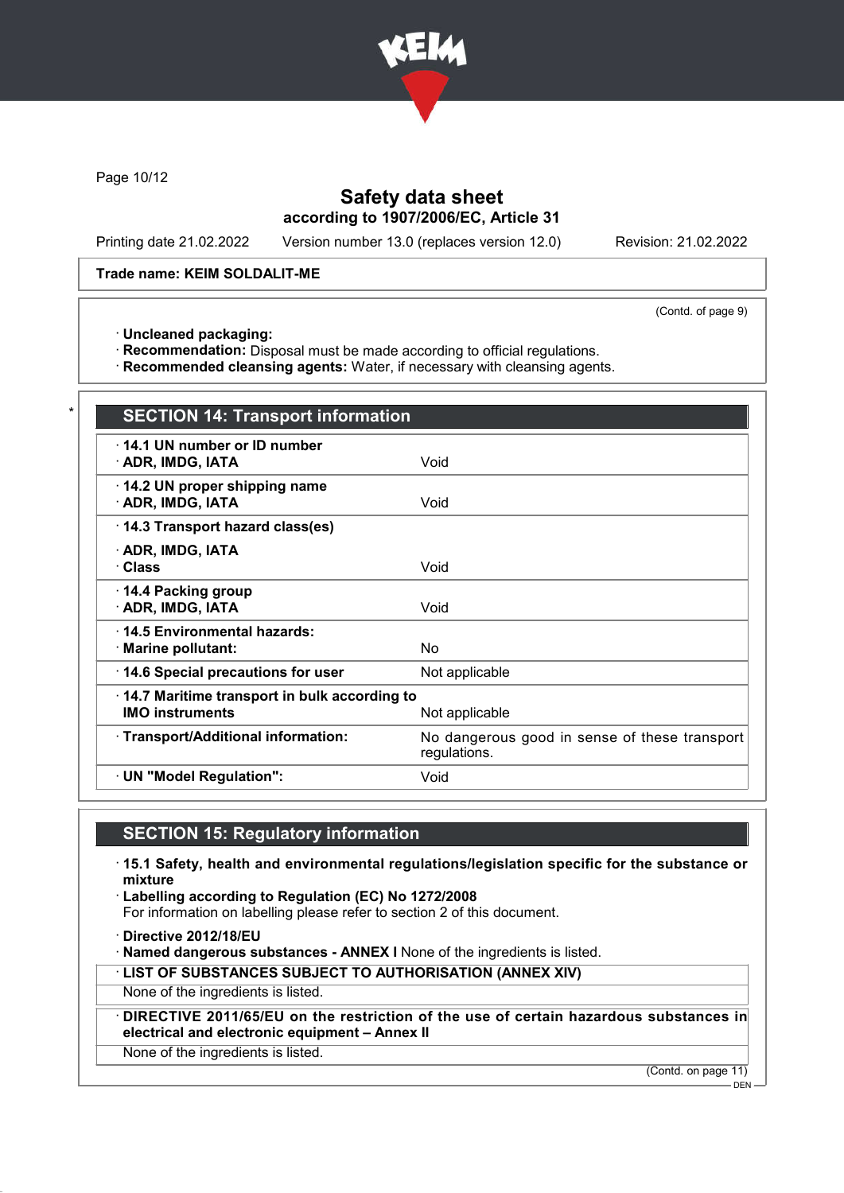**Trade name: KEIM SOLDALIT-ME**

(Contd. of page 9)

· **Uncleaned packaging:**
· **Recommendation:** Disposal must be made according to official regulations.
· **Recommended cleansing agents:** Water, if necessary with cleansing agents.

## SECTION 14: Transport information

| | |
|---|---|
| · **14.1 UN number or ID number**<br>· **ADR, IMDG, IATA** | Void |
| · **14.2 UN proper shipping name**<br>· **ADR, IMDG, IATA** | Void |
| · **14.3 Transport hazard class(es)**<br>· **ADR, IMDG, IATA**<br>· **Class** | Void |
| · **14.4 Packing group**<br>· **ADR, IMDG, IATA** | Void |
| · **14.5 Environmental hazards:**<br>· **Marine pollutant:** | No |
| · **14.6 Special precautions for user** | Not applicable |
| · **14.7 Maritime transport in bulk according to IMO instruments** | Not applicable |
| · **Transport/Additional information:** | No dangerous good in sense of these transport regulations. |
| · **UN "Model Regulation":** | Void |

## SECTION 15: Regulatory information

· **15.1 Safety, health and environmental regulations/legislation specific for the substance or mixture**
· **Labelling according to Regulation (EC) No 1272/2008**
For information on labelling please refer to section 2 of this document.

· **Directive 2012/18/EU**
· **Named dangerous substances - ANNEX I** None of the ingredients is listed.

· **LIST OF SUBSTANCES SUBJECT TO AUTHORISATION (ANNEX XIV)**

None of the ingredients is listed.

· **DIRECTIVE 2011/65/EU on the restriction of the use of certain hazardous substances in electrical and electronic equipment – Annex II**

None of the ingredients is listed.

(Contd. on page 11)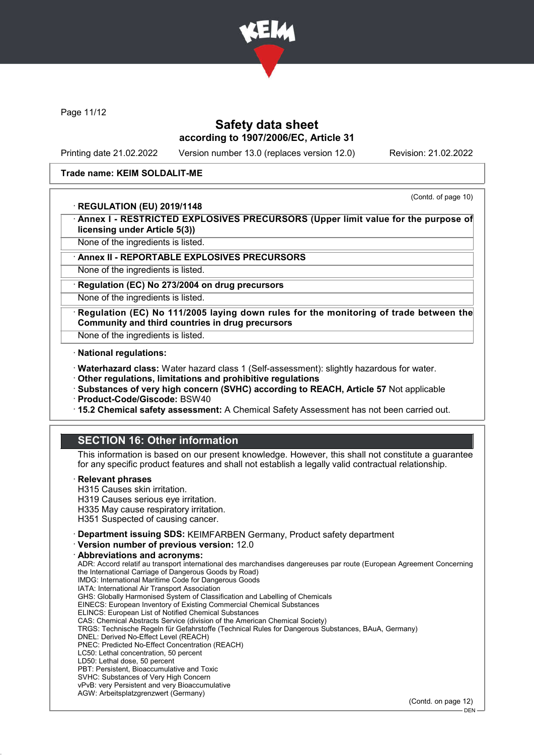# Safety data sheet

**according to 1907/2006/EC, Article 31**

Printing date 21.02.2022 Version number 13.0 (replaces version 12.0) Revision: 21.02.2022

**Trade name: KEIM SOLDALIT-ME**

(Contd. of page 10)

· **REGULATION (EU) 2019/1148**

· **Annex I - RESTRICTED EXPLOSIVES PRECURSORS (Upper limit value for the purpose of licensing under Article 5(3))**

None of the ingredients is listed.

· **Annex II - REPORTABLE EXPLOSIVES PRECURSORS**

None of the ingredients is listed.

· **Regulation (EC) No 273/2004 on drug precursors**

None of the ingredients is listed.

· **Regulation (EC) No 111/2005 laying down rules for the monitoring of trade between the Community and third countries in drug precursors**

None of the ingredients is listed.

· **National regulations:**

· **Waterhazard class:** Water hazard class 1 (Self-assessment): slightly hazardous for water.
· **Other regulations, limitations and prohibitive regulations**
· **Substances of very high concern (SVHC) according to REACH, Article 57** Not applicable
· **Product-Code/Giscode:** BSW40
· **15.2 Chemical safety assessment:** A Chemical Safety Assessment has not been carried out.

## SECTION 16: Other information

This information is based on our present knowledge. However, this shall not constitute a guarantee for any specific product features and shall not establish a legally valid contractual relationship.

· **Relevant phrases**
H315 Causes skin irritation.
H319 Causes serious eye irritation.
H335 May cause respiratory irritation.
H351 Suspected of causing cancer.

· **Department issuing SDS:** KEIMFARBEN Germany, Product safety department
· **Version number of previous version:** 12.0
· **Abbreviations and acronyms:**
ADR: Accord relatif au transport international des marchandises dangereuses par route (European Agreement Concerning the International Carriage of Dangerous Goods by Road)
IMDG: International Maritime Code for Dangerous Goods
IATA: International Air Transport Association
GHS: Globally Harmonised System of Classification and Labelling of Chemicals
EINECS: European Inventory of Existing Commercial Chemical Substances
ELINCS: European List of Notified Chemical Substances
CAS: Chemical Abstracts Service (division of the American Chemical Society)
TRGS: Technische Regeln für Gefahrstoffe (Technical Rules for Dangerous Substances, BAuA, Germany)
DNEL: Derived No-Effect Level (REACH)
PNEC: Predicted No-Effect Concentration (REACH)
LC50: Lethal concentration, 50 percent
LD50: Lethal dose, 50 percent
PBT: Persistent, Bioaccumulative and Toxic
SVHC: Substances of Very High Concern
vPvB: very Persistent and very Bioaccumulative
AGW: Arbeitsplatzgrenzwert (Germany)

(Contd. on page 12)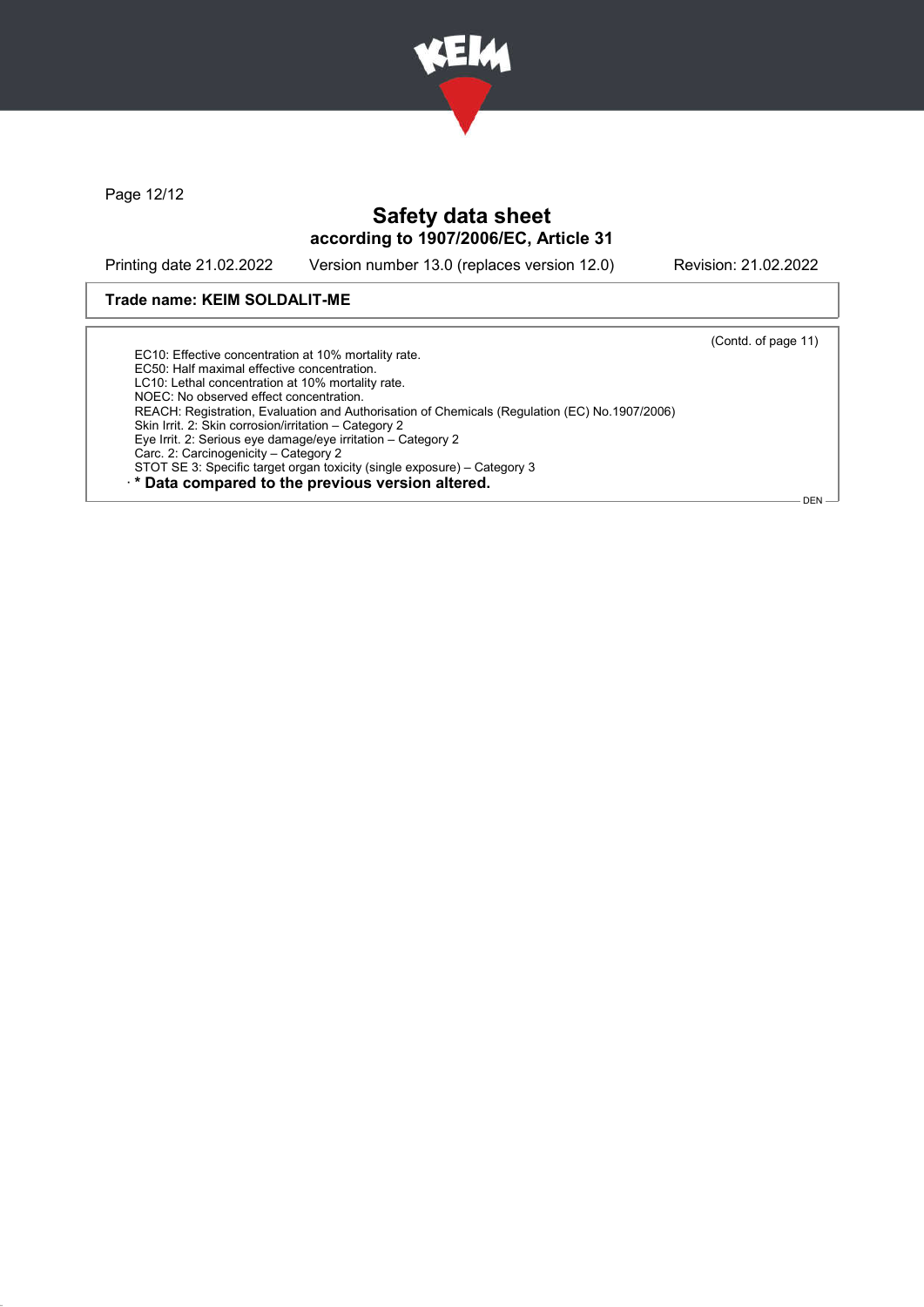**Trade name: KEIM SOLDALIT-ME**

(Contd. of page 11)

EC10: Effective concentration at 10% mortality rate.
EC50: Half maximal effective concentration.
LC10: Lethal concentration at 10% mortality rate.
NOEC: No observed effect concentration.
REACH: Registration, Evaluation and Authorisation of Chemicals (Regulation (EC) No.1907/2006)
Skin Irrit. 2: Skin corrosion/irritation – Category 2
Eye Irrit. 2: Serious eye damage/eye irritation – Category 2
Carc. 2: Carcinogenicity – Category 2
STOT SE 3: Specific target organ toxicity (single exposure) – Category 3

· **\* Data compared to the previous version altered.**

DEN